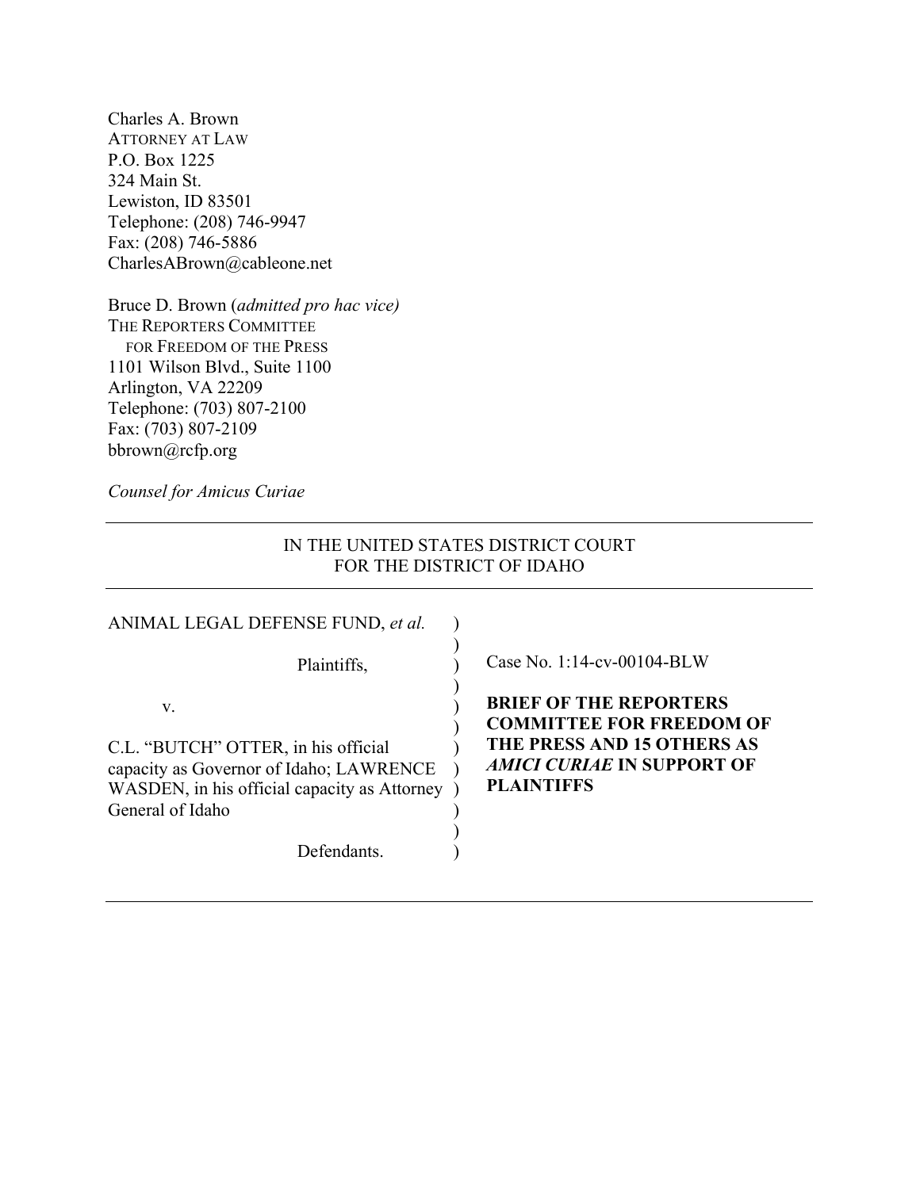Charles A. Brown
ATTORNEY AT LAW
P.O. Box 1225
324 Main St.
Lewiston, ID 83501
Telephone: (208) 746-9947
Fax: (208) 746-5886
CharlesABrown@cableone.net

Bruce D. Brown (*admitted pro hac vice)*
THE REPORTERS COMMITTEE
FOR FREEDOM OF THE PRESS
1101 Wilson Blvd., Suite 1100
Arlington, VA 22209
Telephone: (703) 807-2100
Fax: (703) 807-2109
bbrown@rcfp.org

*Counsel for Amicus Curiae*

---

IN THE UNITED STATES DISTRICT COURT
FOR THE DISTRICT OF IDAHO

---

| | |
|---|---|
| ANIMAL LEGAL DEFENSE FUND, *et al.*<br><br>Plaintiffs,<br><br>v.<br><br>C.L. "BUTCH" OTTER, in his official capacity as Governor of Idaho; LAWRENCE WASDEN, in his official capacity as Attorney General of Idaho<br><br>Defendants. | Case No. 1:14-cv-00104-BLW<br><br>**BRIEF OF THE REPORTERS COMMITTEE FOR FREEDOM OF THE PRESS AND 15 OTHERS AS *AMICI CURIAE* IN SUPPORT OF PLAINTIFFS** |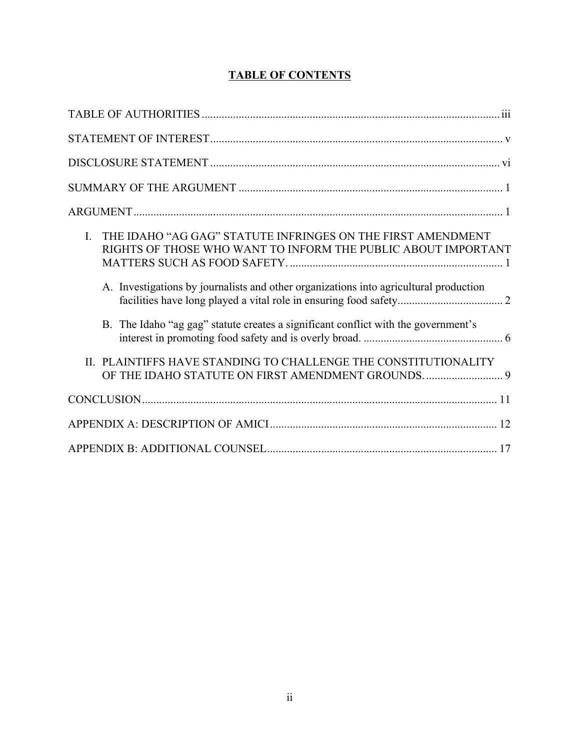# TABLE OF CONTENTS

TABLE OF AUTHORITIES ........ iii

STATEMENT OF INTEREST ........ v

DISCLOSURE STATEMENT ........ vi

SUMMARY OF THE ARGUMENT ........ 1

ARGUMENT ........ 1

I. THE IDAHO “AG GAG” STATUTE INFRINGES ON THE FIRST AMENDMENT RIGHTS OF THOSE WHO WANT TO INFORM THE PUBLIC ABOUT IMPORTANT MATTERS SUCH AS FOOD SAFETY. ........ 1

   A. Investigations by journalists and other organizations into agricultural production facilities have long played a vital role in ensuring food safety ........ 2

   B. The Idaho “ag gag” statute creates a significant conflict with the government’s interest in promoting food safety and is overly broad. ........ 6

II. PLAINTIFFS HAVE STANDING TO CHALLENGE THE CONSTITUTIONALITY OF THE IDAHO STATUTE ON FIRST AMENDMENT GROUNDS. ........ 9

CONCLUSION ........ 11

APPENDIX A: DESCRIPTION OF AMICI ........ 12

APPENDIX B: ADDITIONAL COUNSEL ........ 17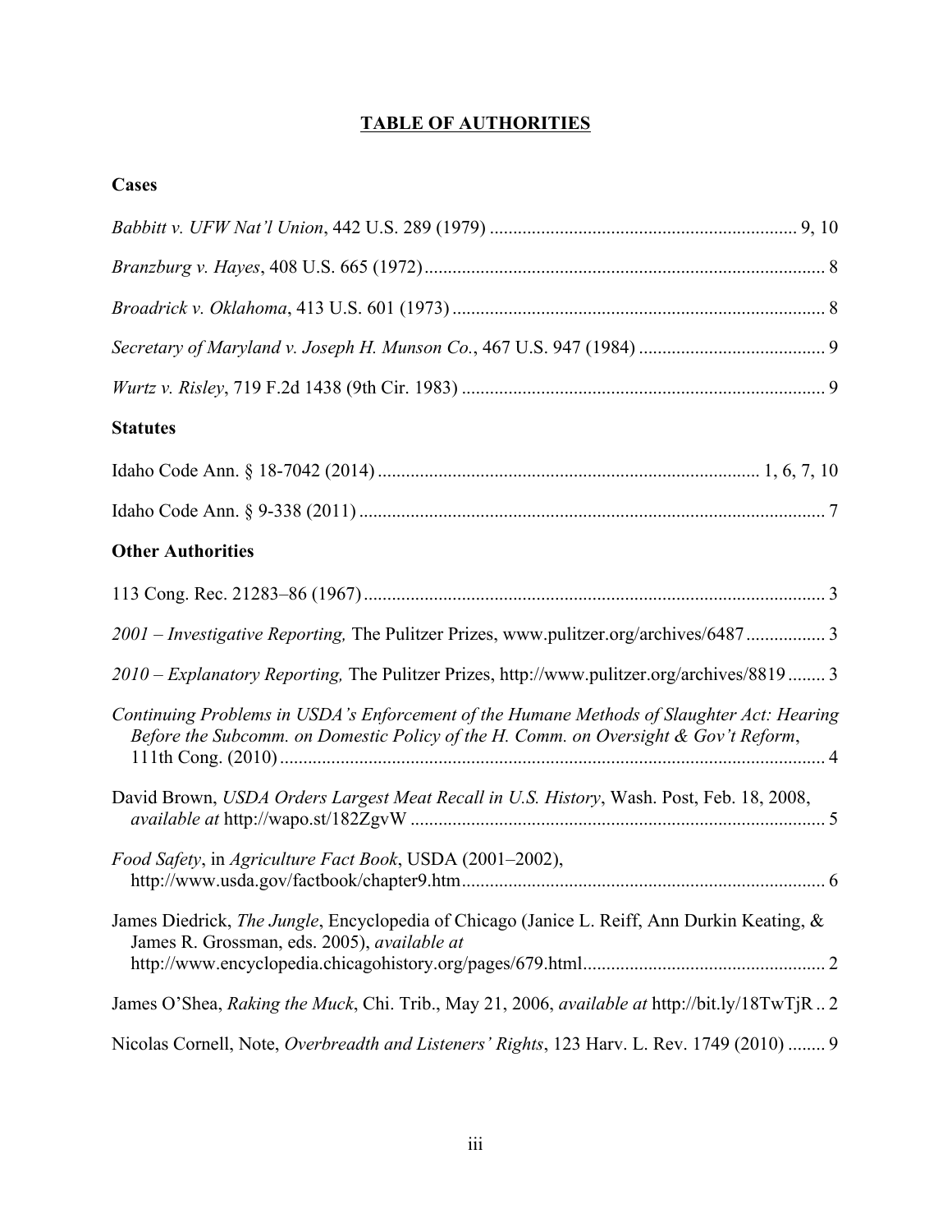# TABLE OF AUTHORITIES

## Cases

*Babbitt v. UFW Nat'l Union*, 442 U.S. 289 (1979) ................................................................ 9, 10

*Branzburg v. Hayes*, 408 U.S. 665 (1972) ..................................................................................... 8

*Broadrick v. Oklahoma*, 413 U.S. 601 (1973) ............................................................................... 8

*Secretary of Maryland v. Joseph H. Munson Co.*, 467 U.S. 947 (1984) ........................................ 9

*Wurtz v. Risley*, 719 F.2d 1438 (9th Cir. 1983) ............................................................................. 9

## Statutes

Idaho Code Ann. § 18-7042 (2014) ................................................................................ 1, 6, 7, 10

Idaho Code Ann. § 9-338 (2011) .................................................................................................... 7

## Other Authorities

113 Cong. Rec. 21283–86 (1967) ................................................................................................... 3

*2001 – Investigative Reporting,* The Pulitzer Prizes, www.pulitzer.org/archives/6487 ................. 3

*2010 – Explanatory Reporting,* The Pulitzer Prizes, http://www.pulitzer.org/archives/8819 ........ 3

*Continuing Problems in USDA's Enforcement of the Humane Methods of Slaughter Act: Hearing Before the Subcomm. on Domestic Policy of the H. Comm. on Oversight & Gov't Reform*, 111th Cong. (2010) ..................................................................................................................... 4

David Brown, *USDA Orders Largest Meat Recall in U.S. History*, Wash. Post, Feb. 18, 2008, *available at* http://wapo.st/182ZgvW ........................................................................................ 5

*Food Safety*, in *Agriculture Fact Book*, USDA (2001–2002), http://www.usda.gov/factbook/chapter9.htm ............................................................................. 6

James Diedrick, *The Jungle*, Encyclopedia of Chicago (Janice L. Reiff, Ann Durkin Keating, & James R. Grossman, eds. 2005), *available at* http://www.encyclopedia.chicagohistory.org/pages/679.html ................................................... 2

James O'Shea, *Raking the Muck*, Chi. Trib., May 21, 2006, *available at* http://bit.ly/18TwTjR .. 2

Nicolas Cornell, Note, *Overbreadth and Listeners' Rights*, 123 Harv. L. Rev. 1749 (2010) ........ 9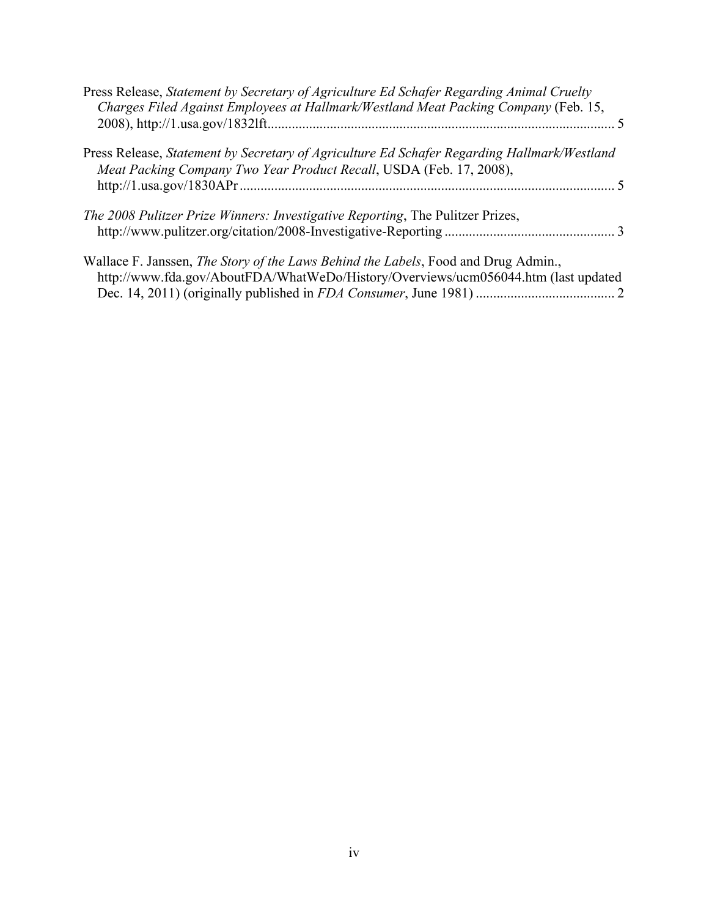Press Release, *Statement by Secretary of Agriculture Ed Schafer Regarding Animal Cruelty Charges Filed Against Employees at Hallmark/Westland Meat Packing Company* (Feb. 15, 2008), http://1.usa.gov/1832lft ........................................................................................................ 5

Press Release, *Statement by Secretary of Agriculture Ed Schafer Regarding Hallmark/Westland Meat Packing Company Two Year Product Recall*, USDA (Feb. 17, 2008), http://1.usa.gov/1830APr ........................................................................................................ 5

*The 2008 Pulitzer Prize Winners: Investigative Reporting*, The Pulitzer Prizes, http://www.pulitzer.org/citation/2008-Investigative-Reporting ................................................ 3

Wallace F. Janssen, *The Story of the Laws Behind the Labels*, Food and Drug Admin., http://www.fda.gov/AboutFDA/WhatWeDo/History/Overviews/ucm056044.htm (last updated Dec. 14, 2011) (originally published in *FDA Consumer*, June 1981) ........................................ 2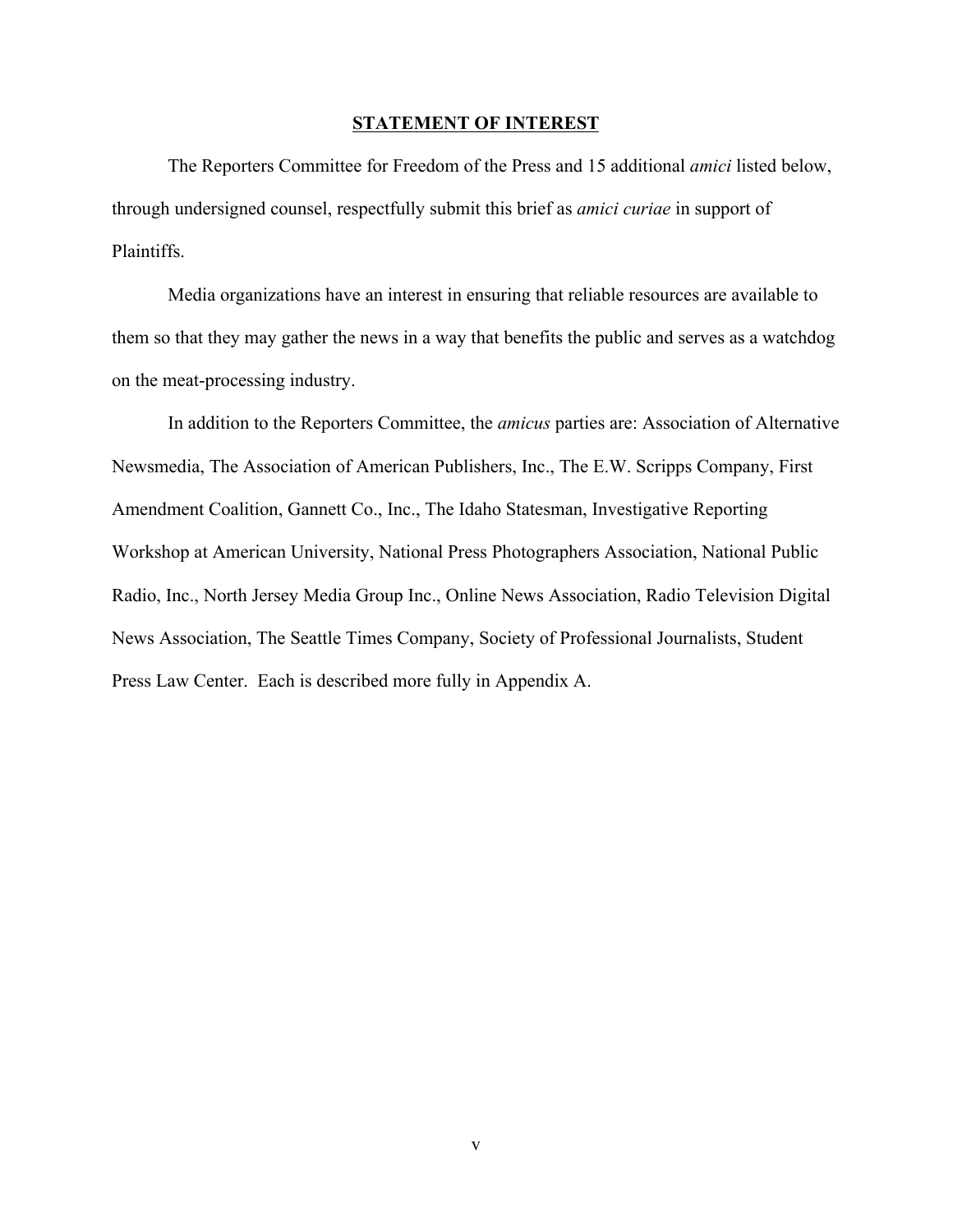## STATEMENT OF INTEREST

The Reporters Committee for Freedom of the Press and 15 additional *amici* listed below, through undersigned counsel, respectfully submit this brief as *amici curiae* in support of Plaintiffs.

Media organizations have an interest in ensuring that reliable resources are available to them so that they may gather the news in a way that benefits the public and serves as a watchdog on the meat-processing industry.

In addition to the Reporters Committee, the *amicus* parties are: Association of Alternative Newsmedia, The Association of American Publishers, Inc., The E.W. Scripps Company, First Amendment Coalition, Gannett Co., Inc., The Idaho Statesman, Investigative Reporting Workshop at American University, National Press Photographers Association, National Public Radio, Inc., North Jersey Media Group Inc., Online News Association, Radio Television Digital News Association, The Seattle Times Company, Society of Professional Journalists, Student Press Law Center. Each is described more fully in Appendix A.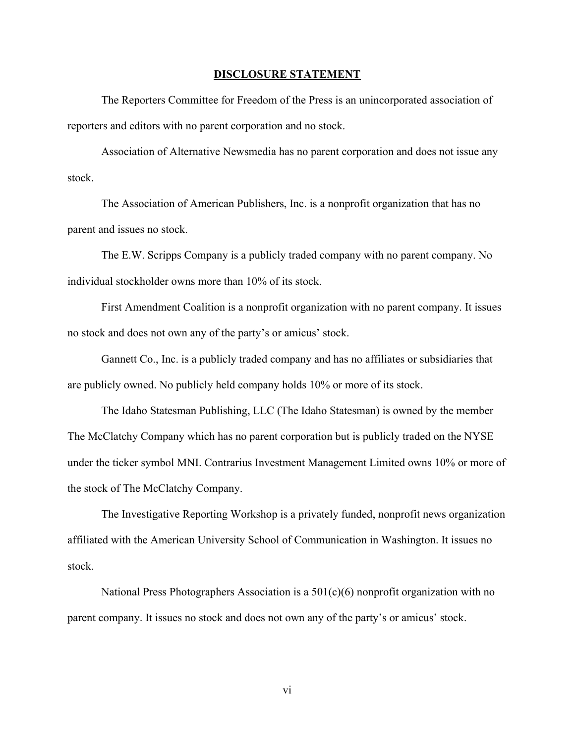**DISCLOSURE STATEMENT**

The Reporters Committee for Freedom of the Press is an unincorporated association of reporters and editors with no parent corporation and no stock.

Association of Alternative Newsmedia has no parent corporation and does not issue any stock.

The Association of American Publishers, Inc. is a nonprofit organization that has no parent and issues no stock.

The E.W. Scripps Company is a publicly traded company with no parent company. No individual stockholder owns more than 10% of its stock.

First Amendment Coalition is a nonprofit organization with no parent company. It issues no stock and does not own any of the party's or amicus' stock.

Gannett Co., Inc. is a publicly traded company and has no affiliates or subsidiaries that are publicly owned. No publicly held company holds 10% or more of its stock.

The Idaho Statesman Publishing, LLC (The Idaho Statesman) is owned by the member The McClatchy Company which has no parent corporation but is publicly traded on the NYSE under the ticker symbol MNI. Contrarius Investment Management Limited owns 10% or more of the stock of The McClatchy Company.

The Investigative Reporting Workshop is a privately funded, nonprofit news organization affiliated with the American University School of Communication in Washington. It issues no stock.

National Press Photographers Association is a 501(c)(6) nonprofit organization with no parent company. It issues no stock and does not own any of the party's or amicus' stock.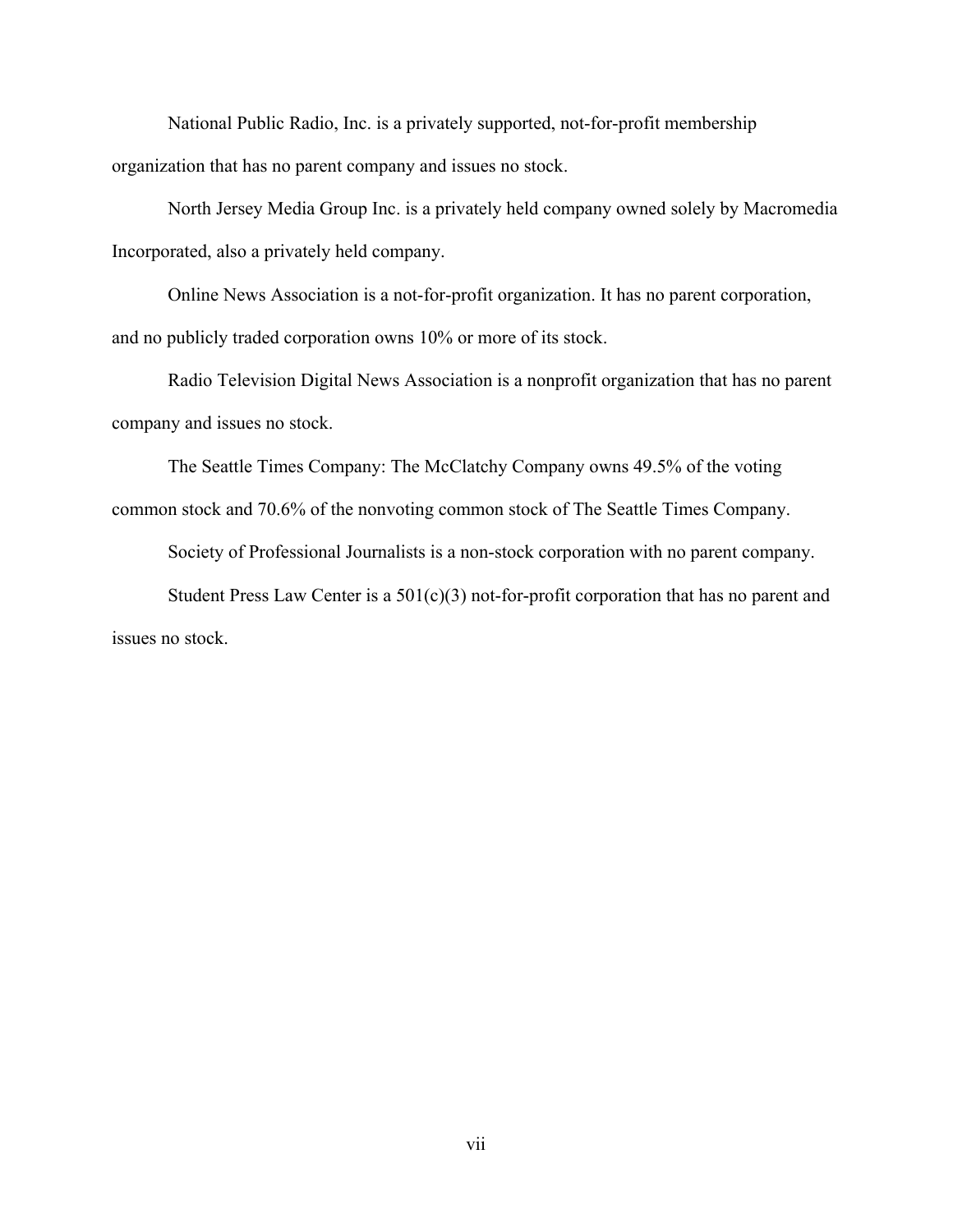National Public Radio, Inc. is a privately supported, not-for-profit membership organization that has no parent company and issues no stock.

North Jersey Media Group Inc. is a privately held company owned solely by Macromedia Incorporated, also a privately held company.

Online News Association is a not-for-profit organization. It has no parent corporation, and no publicly traded corporation owns 10% or more of its stock.

Radio Television Digital News Association is a nonprofit organization that has no parent company and issues no stock.

The Seattle Times Company: The McClatchy Company owns 49.5% of the voting common stock and 70.6% of the nonvoting common stock of The Seattle Times Company.

Society of Professional Journalists is a non-stock corporation with no parent company.

Student Press Law Center is a 501(c)(3) not-for-profit corporation that has no parent and issues no stock.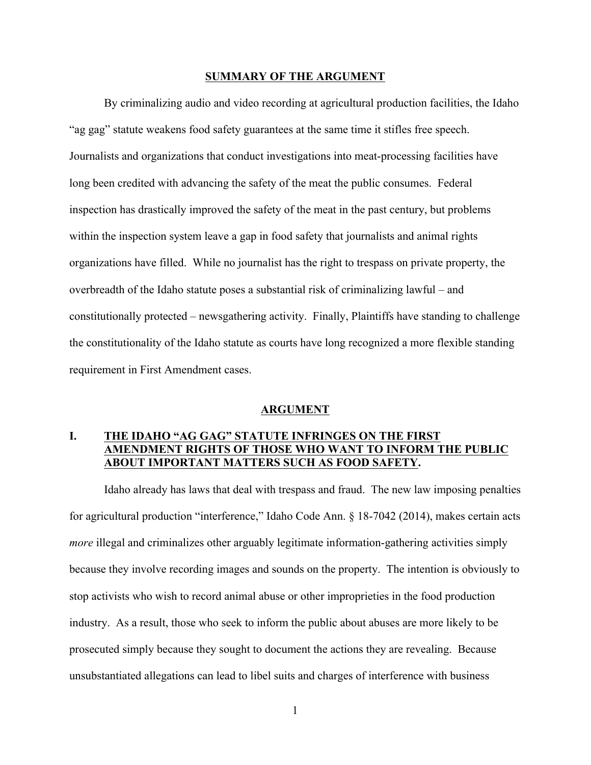## SUMMARY OF THE ARGUMENT

By criminalizing audio and video recording at agricultural production facilities, the Idaho "ag gag" statute weakens food safety guarantees at the same time it stifles free speech. Journalists and organizations that conduct investigations into meat-processing facilities have long been credited with advancing the safety of the meat the public consumes. Federal inspection has drastically improved the safety of the meat in the past century, but problems within the inspection system leave a gap in food safety that journalists and animal rights organizations have filled. While no journalist has the right to trespass on private property, the overbreadth of the Idaho statute poses a substantial risk of criminalizing lawful – and constitutionally protected – newsgathering activity. Finally, Plaintiffs have standing to challenge the constitutionality of the Idaho statute as courts have long recognized a more flexible standing requirement in First Amendment cases.

## ARGUMENT

### I. THE IDAHO "AG GAG" STATUTE INFRINGES ON THE FIRST AMENDMENT RIGHTS OF THOSE WHO WANT TO INFORM THE PUBLIC ABOUT IMPORTANT MATTERS SUCH AS FOOD SAFETY.

Idaho already has laws that deal with trespass and fraud. The new law imposing penalties for agricultural production "interference," Idaho Code Ann. § 18-7042 (2014), makes certain acts *more* illegal and criminalizes other arguably legitimate information-gathering activities simply because they involve recording images and sounds on the property. The intention is obviously to stop activists who wish to record animal abuse or other improprieties in the food production industry. As a result, those who seek to inform the public about abuses are more likely to be prosecuted simply because they sought to document the actions they are revealing. Because unsubstantiated allegations can lead to libel suits and charges of interference with business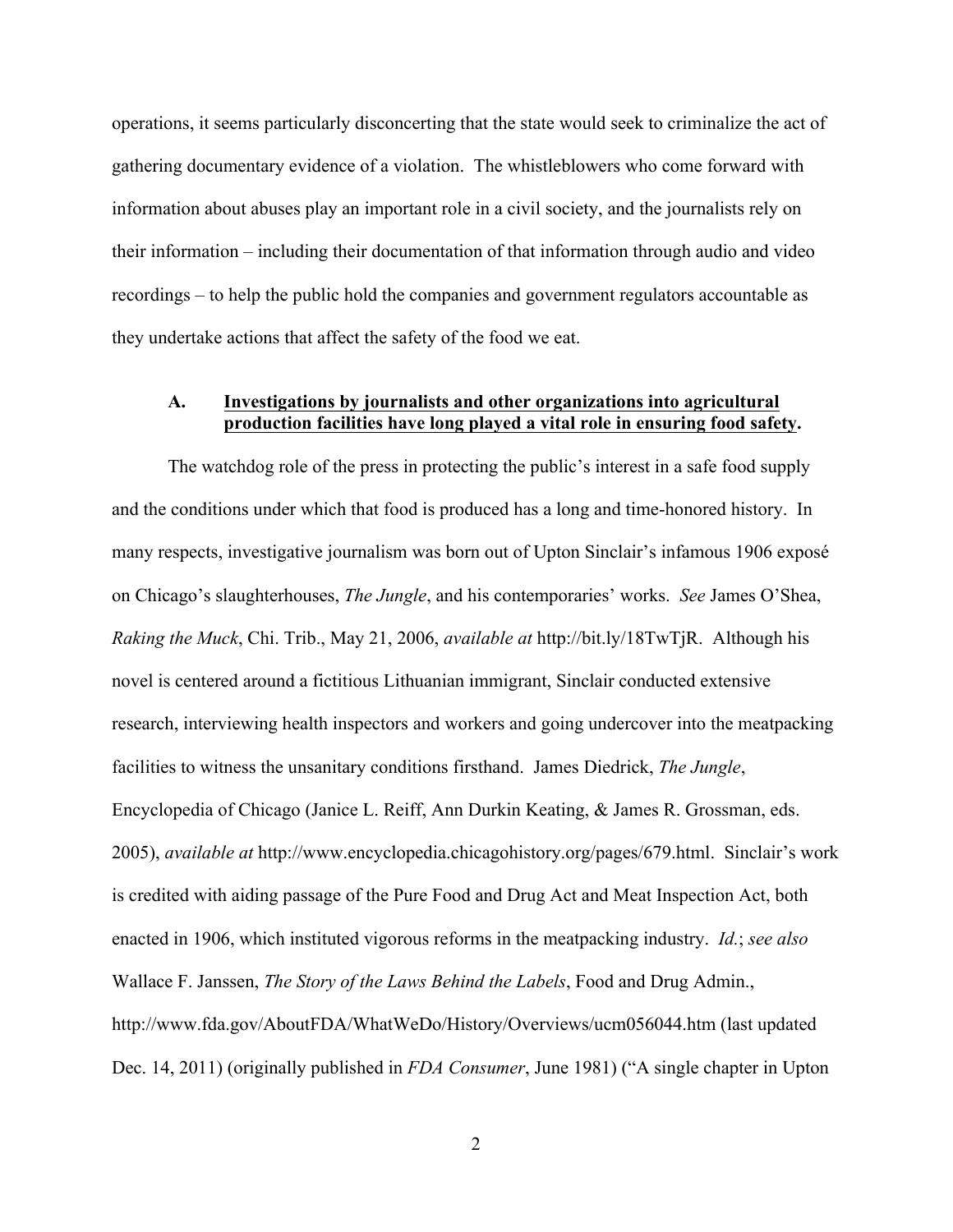operations, it seems particularly disconcerting that the state would seek to criminalize the act of gathering documentary evidence of a violation. The whistleblowers who come forward with information about abuses play an important role in a civil society, and the journalists rely on their information – including their documentation of that information through audio and video recordings – to help the public hold the companies and government regulators accountable as they undertake actions that affect the safety of the food we eat.

### A. <u>Investigations by journalists and other organizations into agricultural production facilities have long played a vital role in ensuring food safety</u>.

The watchdog role of the press in protecting the public's interest in a safe food supply and the conditions under which that food is produced has a long and time-honored history. In many respects, investigative journalism was born out of Upton Sinclair's infamous 1906 exposé on Chicago's slaughterhouses, *The Jungle*, and his contemporaries' works. *See* James O'Shea, *Raking the Muck*, Chi. Trib., May 21, 2006, *available at* http://bit.ly/18TwTjR. Although his novel is centered around a fictitious Lithuanian immigrant, Sinclair conducted extensive research, interviewing health inspectors and workers and going undercover into the meatpacking facilities to witness the unsanitary conditions firsthand. James Diedrick, *The Jungle*, Encyclopedia of Chicago (Janice L. Reiff, Ann Durkin Keating, & James R. Grossman, eds. 2005), *available at* http://www.encyclopedia.chicagohistory.org/pages/679.html. Sinclair's work is credited with aiding passage of the Pure Food and Drug Act and Meat Inspection Act, both enacted in 1906, which instituted vigorous reforms in the meatpacking industry. *Id.*; *see also* Wallace F. Janssen, *The Story of the Laws Behind the Labels*, Food and Drug Admin., http://www.fda.gov/AboutFDA/WhatWeDo/History/Overviews/ucm056044.htm (last updated Dec. 14, 2011) (originally published in *FDA Consumer*, June 1981) ("A single chapter in Upton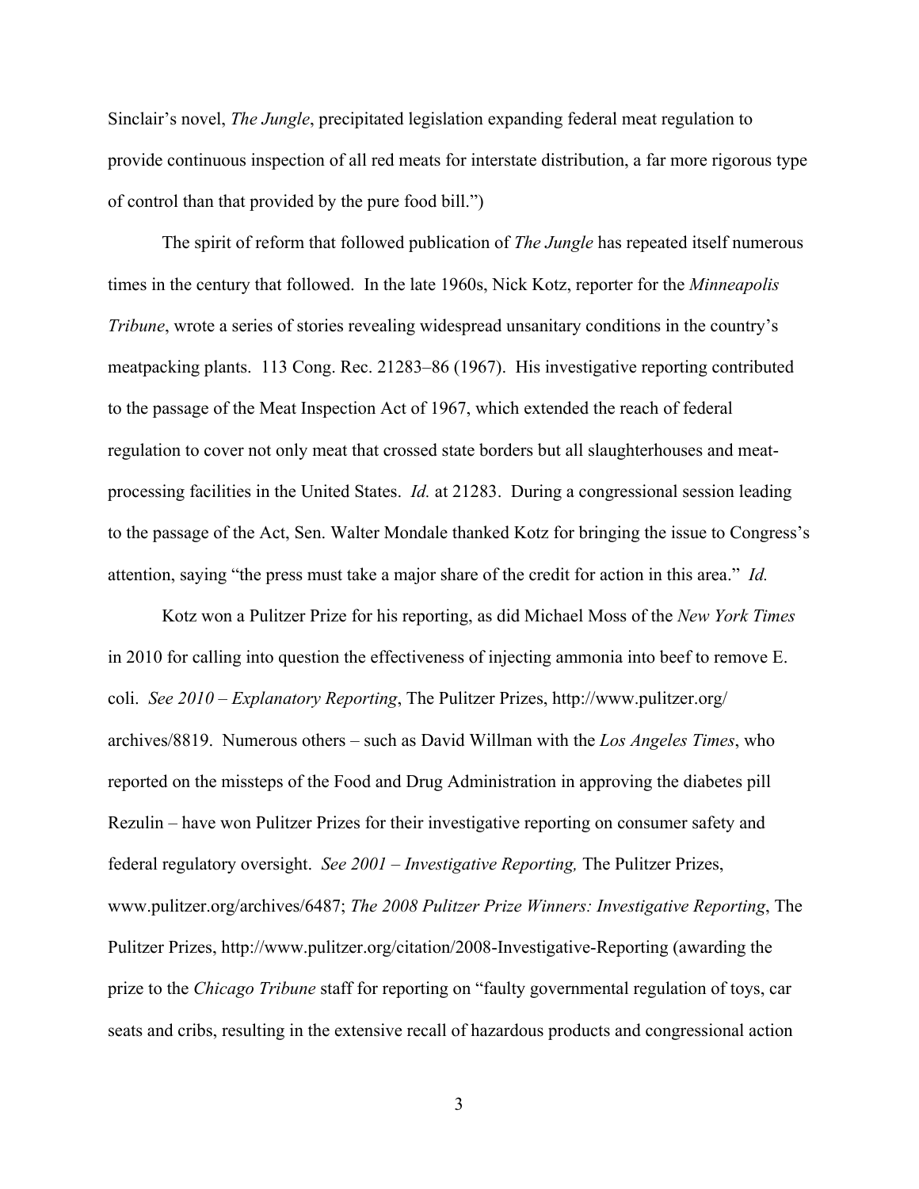Sinclair's novel, *The Jungle*, precipitated legislation expanding federal meat regulation to provide continuous inspection of all red meats for interstate distribution, a far more rigorous type of control than that provided by the pure food bill.")

The spirit of reform that followed publication of *The Jungle* has repeated itself numerous times in the century that followed. In the late 1960s, Nick Kotz, reporter for the *Minneapolis Tribune*, wrote a series of stories revealing widespread unsanitary conditions in the country's meatpacking plants. 113 Cong. Rec. 21283–86 (1967). His investigative reporting contributed to the passage of the Meat Inspection Act of 1967, which extended the reach of federal regulation to cover not only meat that crossed state borders but all slaughterhouses and meat-processing facilities in the United States. *Id.* at 21283. During a congressional session leading to the passage of the Act, Sen. Walter Mondale thanked Kotz for bringing the issue to Congress's attention, saying "the press must take a major share of the credit for action in this area." *Id.*

Kotz won a Pulitzer Prize for his reporting, as did Michael Moss of the *New York Times* in 2010 for calling into question the effectiveness of injecting ammonia into beef to remove E. coli. *See 2010 – Explanatory Reporting*, The Pulitzer Prizes, http://www.pulitzer.org/archives/8819. Numerous others – such as David Willman with the *Los Angeles Times*, who reported on the missteps of the Food and Drug Administration in approving the diabetes pill Rezulin – have won Pulitzer Prizes for their investigative reporting on consumer safety and federal regulatory oversight. *See 2001 – Investigative Reporting,* The Pulitzer Prizes, www.pulitzer.org/archives/6487; *The 2008 Pulitzer Prize Winners: Investigative Reporting*, The Pulitzer Prizes, http://www.pulitzer.org/citation/2008-Investigative-Reporting (awarding the prize to the *Chicago Tribune* staff for reporting on "faulty governmental regulation of toys, car seats and cribs, resulting in the extensive recall of hazardous products and congressional action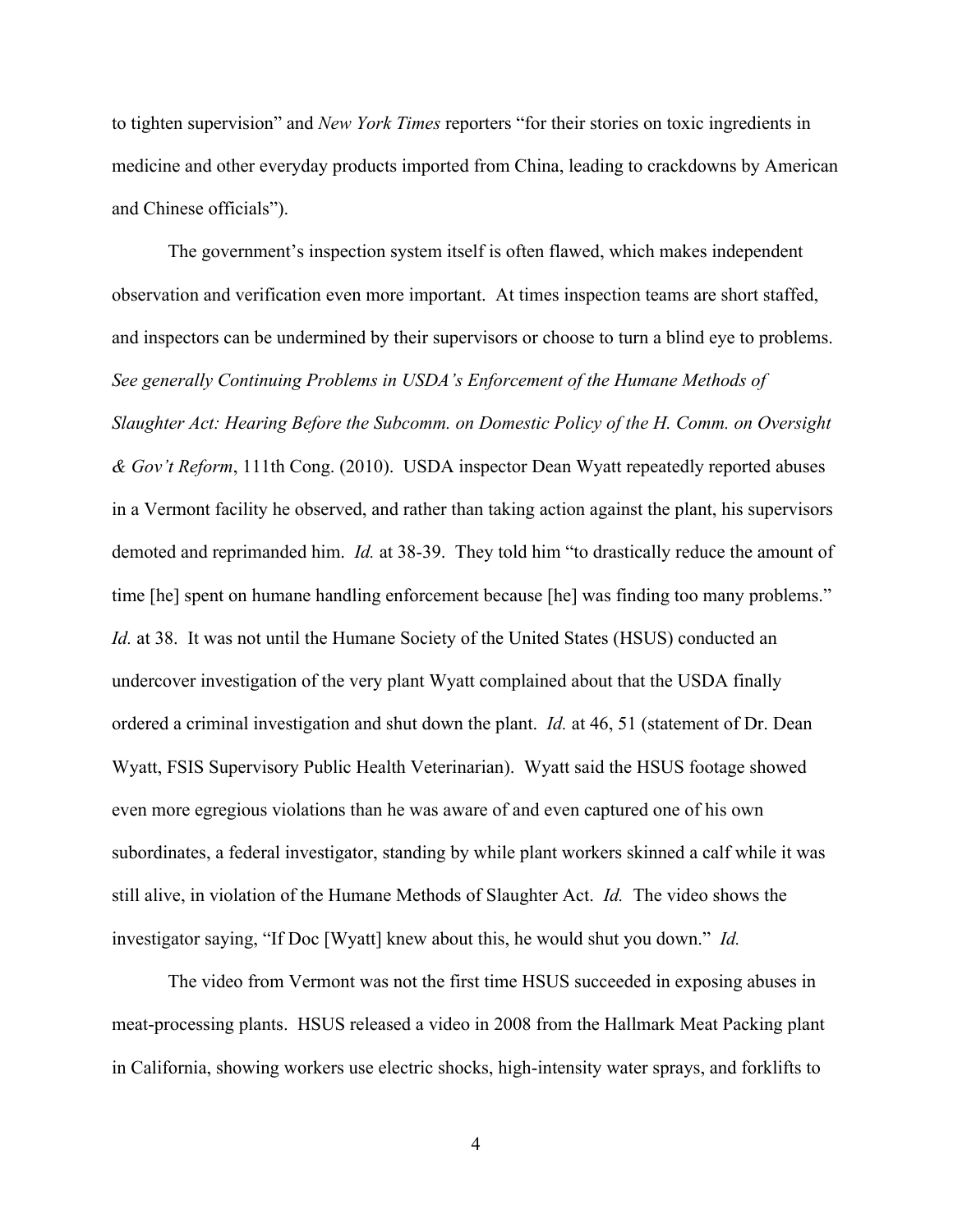to tighten supervision" and *New York Times* reporters "for their stories on toxic ingredients in medicine and other everyday products imported from China, leading to crackdowns by American and Chinese officials").

The government's inspection system itself is often flawed, which makes independent observation and verification even more important. At times inspection teams are short staffed, and inspectors can be undermined by their supervisors or choose to turn a blind eye to problems. *See generally Continuing Problems in USDA's Enforcement of the Humane Methods of Slaughter Act: Hearing Before the Subcomm. on Domestic Policy of the H. Comm. on Oversight & Gov't Reform*, 111th Cong. (2010). USDA inspector Dean Wyatt repeatedly reported abuses in a Vermont facility he observed, and rather than taking action against the plant, his supervisors demoted and reprimanded him. *Id.* at 38-39. They told him "to drastically reduce the amount of time [he] spent on humane handling enforcement because [he] was finding too many problems." *Id.* at 38. It was not until the Humane Society of the United States (HSUS) conducted an undercover investigation of the very plant Wyatt complained about that the USDA finally ordered a criminal investigation and shut down the plant. *Id.* at 46, 51 (statement of Dr. Dean Wyatt, FSIS Supervisory Public Health Veterinarian). Wyatt said the HSUS footage showed even more egregious violations than he was aware of and even captured one of his own subordinates, a federal investigator, standing by while plant workers skinned a calf while it was still alive, in violation of the Humane Methods of Slaughter Act. *Id.* The video shows the investigator saying, "If Doc [Wyatt] knew about this, he would shut you down." *Id.*

The video from Vermont was not the first time HSUS succeeded in exposing abuses in meat-processing plants. HSUS released a video in 2008 from the Hallmark Meat Packing plant in California, showing workers use electric shocks, high-intensity water sprays, and forklifts to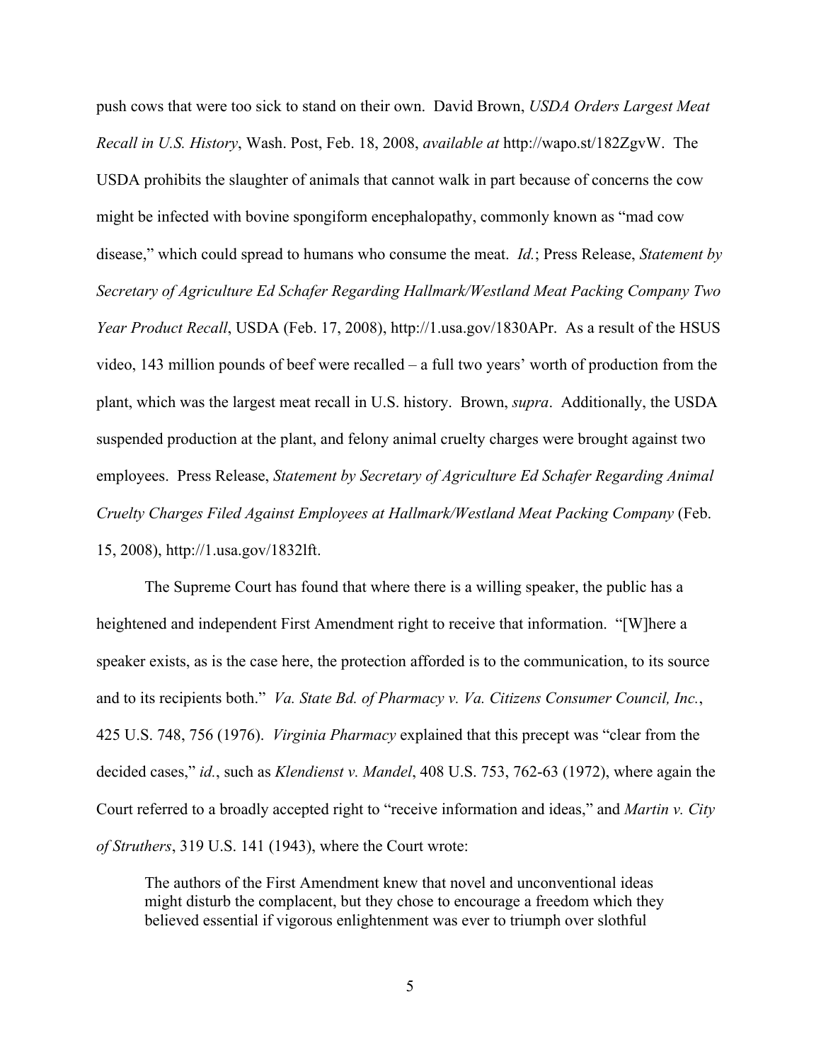push cows that were too sick to stand on their own. David Brown, *USDA Orders Largest Meat Recall in U.S. History*, Wash. Post, Feb. 18, 2008, *available at* http://wapo.st/182ZgvW. The USDA prohibits the slaughter of animals that cannot walk in part because of concerns the cow might be infected with bovine spongiform encephalopathy, commonly known as "mad cow disease," which could spread to humans who consume the meat. *Id.*; Press Release, *Statement by Secretary of Agriculture Ed Schafer Regarding Hallmark/Westland Meat Packing Company Two Year Product Recall*, USDA (Feb. 17, 2008), http://1.usa.gov/1830APr. As a result of the HSUS video, 143 million pounds of beef were recalled – a full two years' worth of production from the plant, which was the largest meat recall in U.S. history. Brown, *supra*. Additionally, the USDA suspended production at the plant, and felony animal cruelty charges were brought against two employees. Press Release, *Statement by Secretary of Agriculture Ed Schafer Regarding Animal Cruelty Charges Filed Against Employees at Hallmark/Westland Meat Packing Company* (Feb. 15, 2008), http://1.usa.gov/1832lft.

The Supreme Court has found that where there is a willing speaker, the public has a heightened and independent First Amendment right to receive that information. "[W]here a speaker exists, as is the case here, the protection afforded is to the communication, to its source and to its recipients both." *Va. State Bd. of Pharmacy v. Va. Citizens Consumer Council, Inc.*, 425 U.S. 748, 756 (1976). *Virginia Pharmacy* explained that this precept was "clear from the decided cases," *id.*, such as *Klendienst v. Mandel*, 408 U.S. 753, 762-63 (1972), where again the Court referred to a broadly accepted right to "receive information and ideas," and *Martin v. City of Struthers*, 319 U.S. 141 (1943), where the Court wrote:

> The authors of the First Amendment knew that novel and unconventional ideas might disturb the complacent, but they chose to encourage a freedom which they believed essential if vigorous enlightenment was ever to triumph over slothful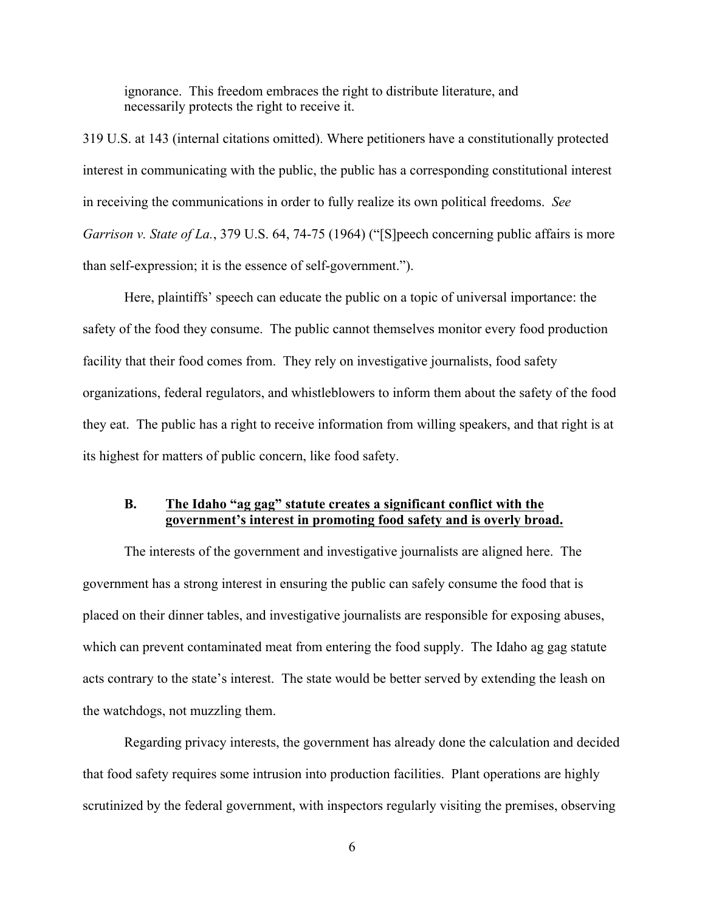> ignorance. This freedom embraces the right to distribute literature, and necessarily protects the right to receive it.

319 U.S. at 143 (internal citations omitted). Where petitioners have a constitutionally protected interest in communicating with the public, the public has a corresponding constitutional interest in receiving the communications in order to fully realize its own political freedoms. *See Garrison v. State of La.*, 379 U.S. 64, 74-75 (1964) ("[S]peech concerning public affairs is more than self-expression; it is the essence of self-government.").

Here, plaintiffs' speech can educate the public on a topic of universal importance: the safety of the food they consume. The public cannot themselves monitor every food production facility that their food comes from. They rely on investigative journalists, food safety organizations, federal regulators, and whistleblowers to inform them about the safety of the food they eat. The public has a right to receive information from willing speakers, and that right is at its highest for matters of public concern, like food safety.

### B. The Idaho "ag gag" statute creates a significant conflict with the government's interest in promoting food safety and is overly broad.

The interests of the government and investigative journalists are aligned here. The government has a strong interest in ensuring the public can safely consume the food that is placed on their dinner tables, and investigative journalists are responsible for exposing abuses, which can prevent contaminated meat from entering the food supply. The Idaho ag gag statute acts contrary to the state's interest. The state would be better served by extending the leash on the watchdogs, not muzzling them.

Regarding privacy interests, the government has already done the calculation and decided that food safety requires some intrusion into production facilities. Plant operations are highly scrutinized by the federal government, with inspectors regularly visiting the premises, observing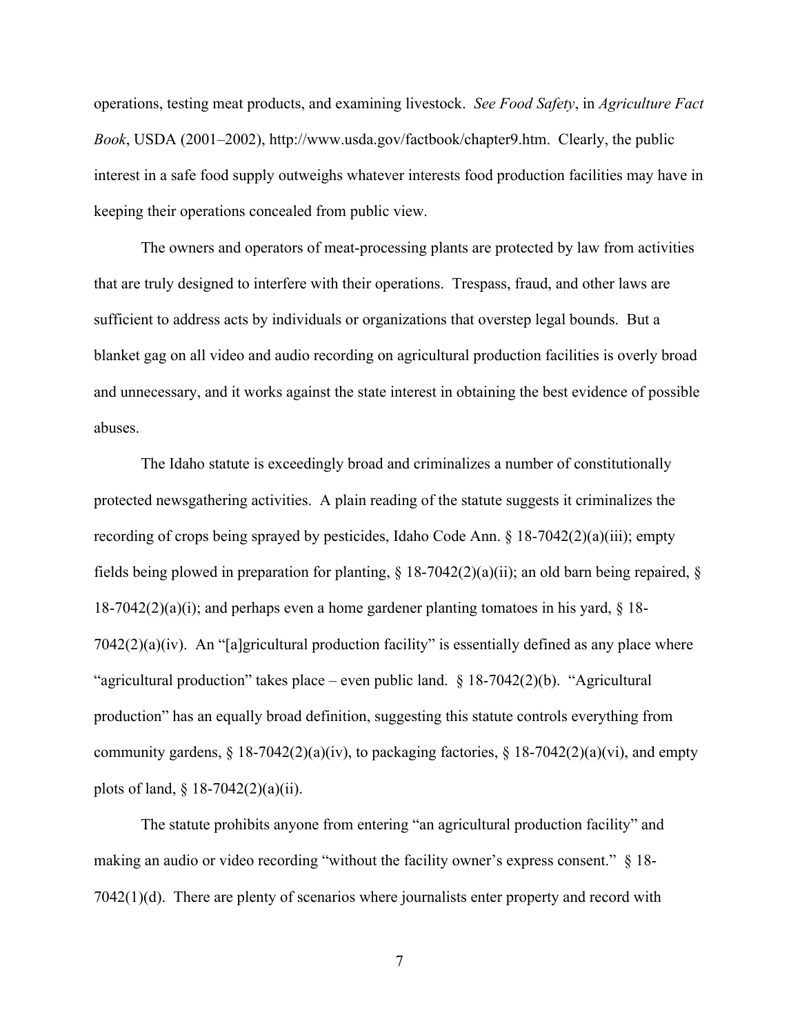operations, testing meat products, and examining livestock. *See Food Safety*, in *Agriculture Fact Book*, USDA (2001–2002), http://www.usda.gov/factbook/chapter9.htm. Clearly, the public interest in a safe food supply outweighs whatever interests food production facilities may have in keeping their operations concealed from public view.

The owners and operators of meat-processing plants are protected by law from activities that are truly designed to interfere with their operations. Trespass, fraud, and other laws are sufficient to address acts by individuals or organizations that overstep legal bounds. But a blanket gag on all video and audio recording on agricultural production facilities is overly broad and unnecessary, and it works against the state interest in obtaining the best evidence of possible abuses.

The Idaho statute is exceedingly broad and criminalizes a number of constitutionally protected newsgathering activities. A plain reading of the statute suggests it criminalizes the recording of crops being sprayed by pesticides, Idaho Code Ann. § 18-7042(2)(a)(iii); empty fields being plowed in preparation for planting, § 18-7042(2)(a)(ii); an old barn being repaired, § 18-7042(2)(a)(i); and perhaps even a home gardener planting tomatoes in his yard, § 18-7042(2)(a)(iv). An "[a]gricultural production facility" is essentially defined as any place where "agricultural production" takes place – even public land. § 18-7042(2)(b). "Agricultural production" has an equally broad definition, suggesting this statute controls everything from community gardens, § 18-7042(2)(a)(iv), to packaging factories, § 18-7042(2)(a)(vi), and empty plots of land, § 18-7042(2)(a)(ii).

The statute prohibits anyone from entering "an agricultural production facility" and making an audio or video recording "without the facility owner's express consent." § 18-7042(1)(d). There are plenty of scenarios where journalists enter property and record with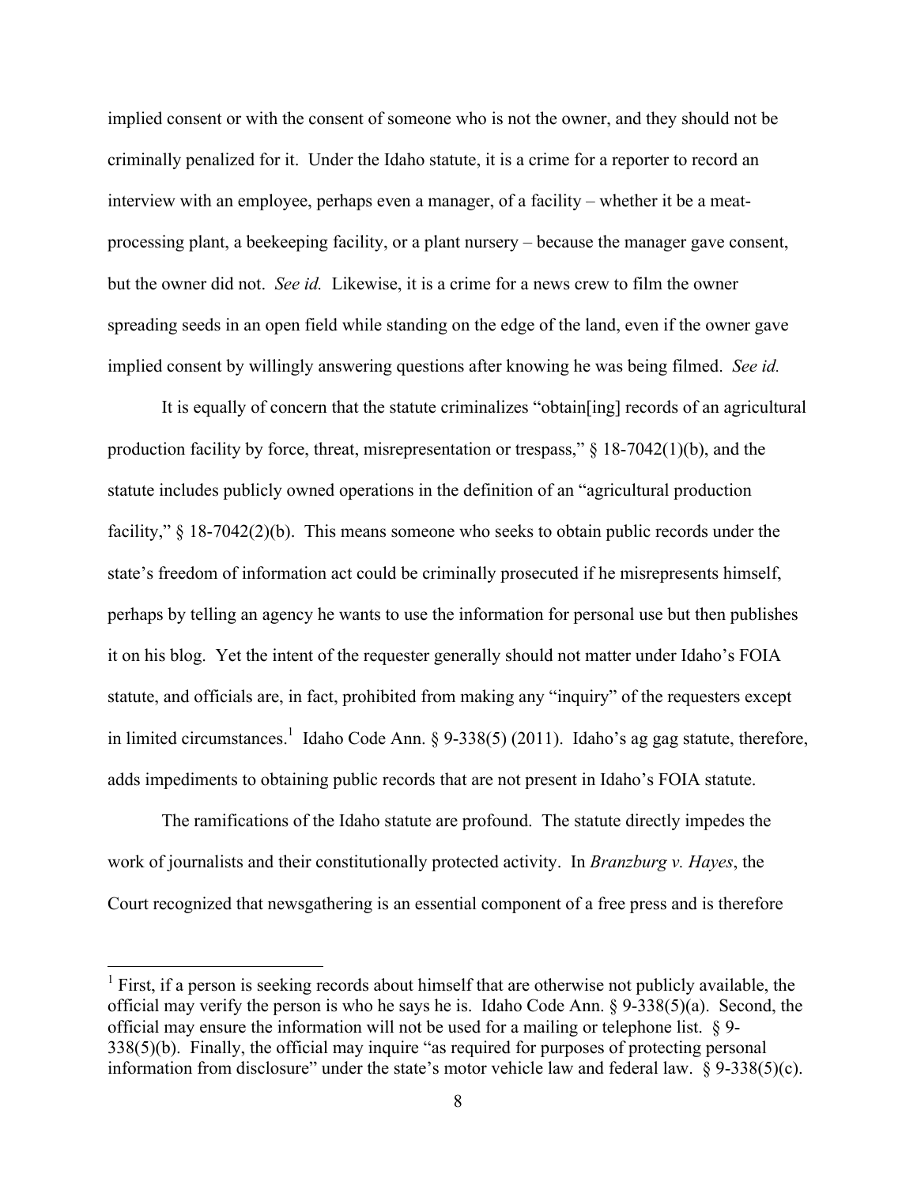implied consent or with the consent of someone who is not the owner, and they should not be criminally penalized for it. Under the Idaho statute, it is a crime for a reporter to record an interview with an employee, perhaps even a manager, of a facility – whether it be a meat-processing plant, a beekeeping facility, or a plant nursery – because the manager gave consent, but the owner did not. *See id.* Likewise, it is a crime for a news crew to film the owner spreading seeds in an open field while standing on the edge of the land, even if the owner gave implied consent by willingly answering questions after knowing he was being filmed. *See id.*

It is equally of concern that the statute criminalizes "obtain[ing] records of an agricultural production facility by force, threat, misrepresentation or trespass," § 18-7042(1)(b), and the statute includes publicly owned operations in the definition of an "agricultural production facility," § 18-7042(2)(b). This means someone who seeks to obtain public records under the state's freedom of information act could be criminally prosecuted if he misrepresents himself, perhaps by telling an agency he wants to use the information for personal use but then publishes it on his blog. Yet the intent of the requester generally should not matter under Idaho's FOIA statute, and officials are, in fact, prohibited from making any "inquiry" of the requesters except in limited circumstances.[1] Idaho Code Ann. § 9-338(5) (2011). Idaho's ag gag statute, therefore, adds impediments to obtaining public records that are not present in Idaho's FOIA statute.

The ramifications of the Idaho statute are profound. The statute directly impedes the work of journalists and their constitutionally protected activity. In *Branzburg v. Hayes*, the Court recognized that newsgathering is an essential component of a free press and is therefore

---

[1] First, if a person is seeking records about himself that are otherwise not publicly available, the official may verify the person is who he says he is. Idaho Code Ann. § 9-338(5)(a). Second, the official may ensure the information will not be used for a mailing or telephone list. § 9-338(5)(b). Finally, the official may inquire "as required for purposes of protecting personal information from disclosure" under the state's motor vehicle law and federal law. § 9-338(5)(c).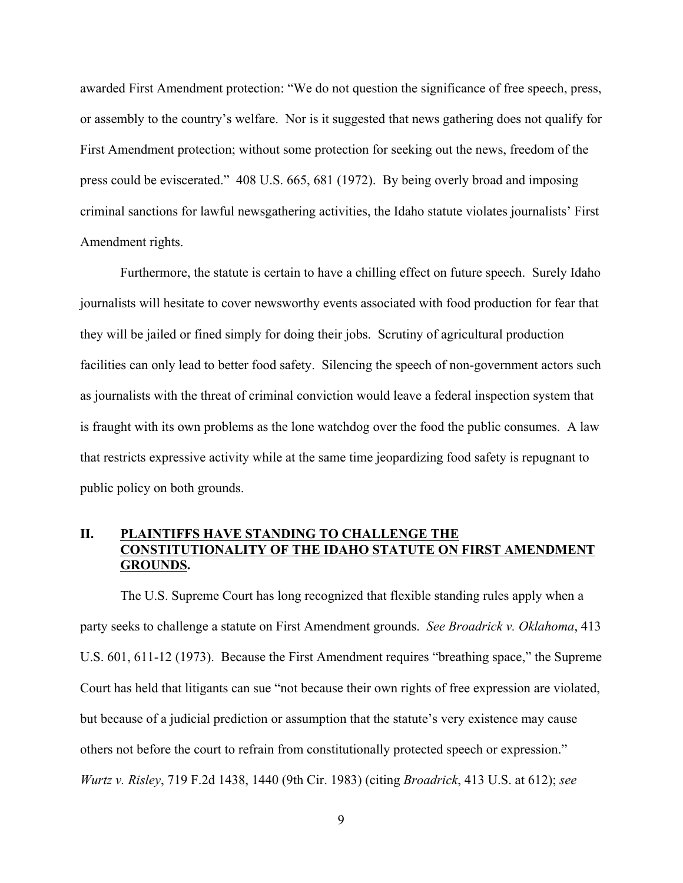awarded First Amendment protection: "We do not question the significance of free speech, press, or assembly to the country's welfare. Nor is it suggested that news gathering does not qualify for First Amendment protection; without some protection for seeking out the news, freedom of the press could be eviscerated." 408 U.S. 665, 681 (1972). By being overly broad and imposing criminal sanctions for lawful newsgathering activities, the Idaho statute violates journalists' First Amendment rights.

Furthermore, the statute is certain to have a chilling effect on future speech. Surely Idaho journalists will hesitate to cover newsworthy events associated with food production for fear that they will be jailed or fined simply for doing their jobs. Scrutiny of agricultural production facilities can only lead to better food safety. Silencing the speech of non-government actors such as journalists with the threat of criminal conviction would leave a federal inspection system that is fraught with its own problems as the lone watchdog over the food the public consumes. A law that restricts expressive activity while at the same time jeopardizing food safety is repugnant to public policy on both grounds.

## II. PLAINTIFFS HAVE STANDING TO CHALLENGE THE CONSTITUTIONALITY OF THE IDAHO STATUTE ON FIRST AMENDMENT GROUNDS.

The U.S. Supreme Court has long recognized that flexible standing rules apply when a party seeks to challenge a statute on First Amendment grounds. *See Broadrick v. Oklahoma*, 413 U.S. 601, 611-12 (1973). Because the First Amendment requires "breathing space," the Supreme Court has held that litigants can sue "not because their own rights of free expression are violated, but because of a judicial prediction or assumption that the statute's very existence may cause others not before the court to refrain from constitutionally protected speech or expression." *Wurtz v. Risley*, 719 F.2d 1438, 1440 (9th Cir. 1983) (citing *Broadrick*, 413 U.S. at 612); *see*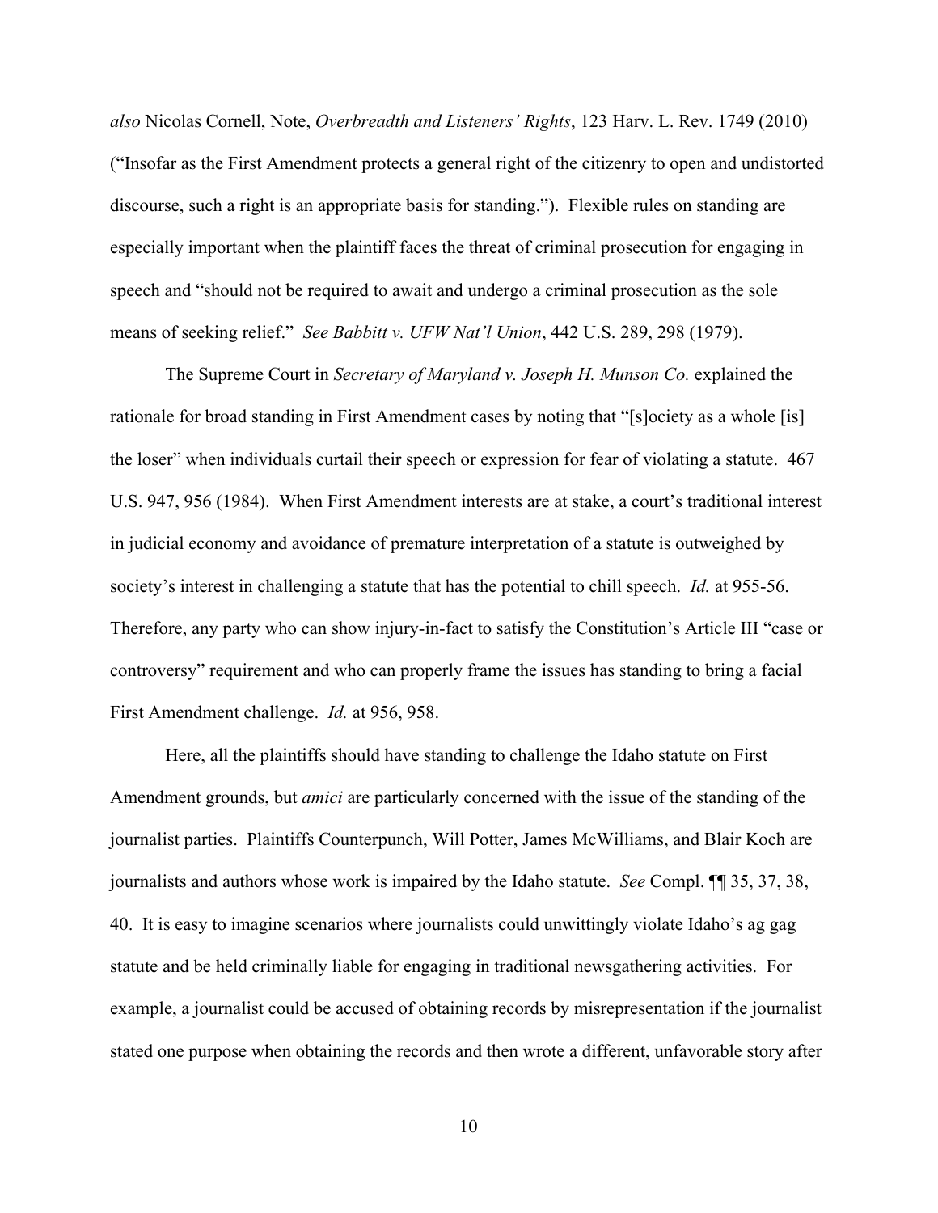*also* Nicolas Cornell, Note, *Overbreadth and Listeners' Rights*, 123 Harv. L. Rev. 1749 (2010) ("Insofar as the First Amendment protects a general right of the citizenry to open and undistorted discourse, such a right is an appropriate basis for standing."). Flexible rules on standing are especially important when the plaintiff faces the threat of criminal prosecution for engaging in speech and "should not be required to await and undergo a criminal prosecution as the sole means of seeking relief." *See Babbitt v. UFW Nat'l Union*, 442 U.S. 289, 298 (1979).

The Supreme Court in *Secretary of Maryland v. Joseph H. Munson Co.* explained the rationale for broad standing in First Amendment cases by noting that "[s]ociety as a whole [is] the loser" when individuals curtail their speech or expression for fear of violating a statute. 467 U.S. 947, 956 (1984). When First Amendment interests are at stake, a court's traditional interest in judicial economy and avoidance of premature interpretation of a statute is outweighed by society's interest in challenging a statute that has the potential to chill speech. *Id.* at 955-56. Therefore, any party who can show injury-in-fact to satisfy the Constitution's Article III "case or controversy" requirement and who can properly frame the issues has standing to bring a facial First Amendment challenge. *Id.* at 956, 958.

Here, all the plaintiffs should have standing to challenge the Idaho statute on First Amendment grounds, but *amici* are particularly concerned with the issue of the standing of the journalist parties. Plaintiffs Counterpunch, Will Potter, James McWilliams, and Blair Koch are journalists and authors whose work is impaired by the Idaho statute. *See* Compl. ¶¶ 35, 37, 38, 40. It is easy to imagine scenarios where journalists could unwittingly violate Idaho's ag gag statute and be held criminally liable for engaging in traditional newsgathering activities. For example, a journalist could be accused of obtaining records by misrepresentation if the journalist stated one purpose when obtaining the records and then wrote a different, unfavorable story after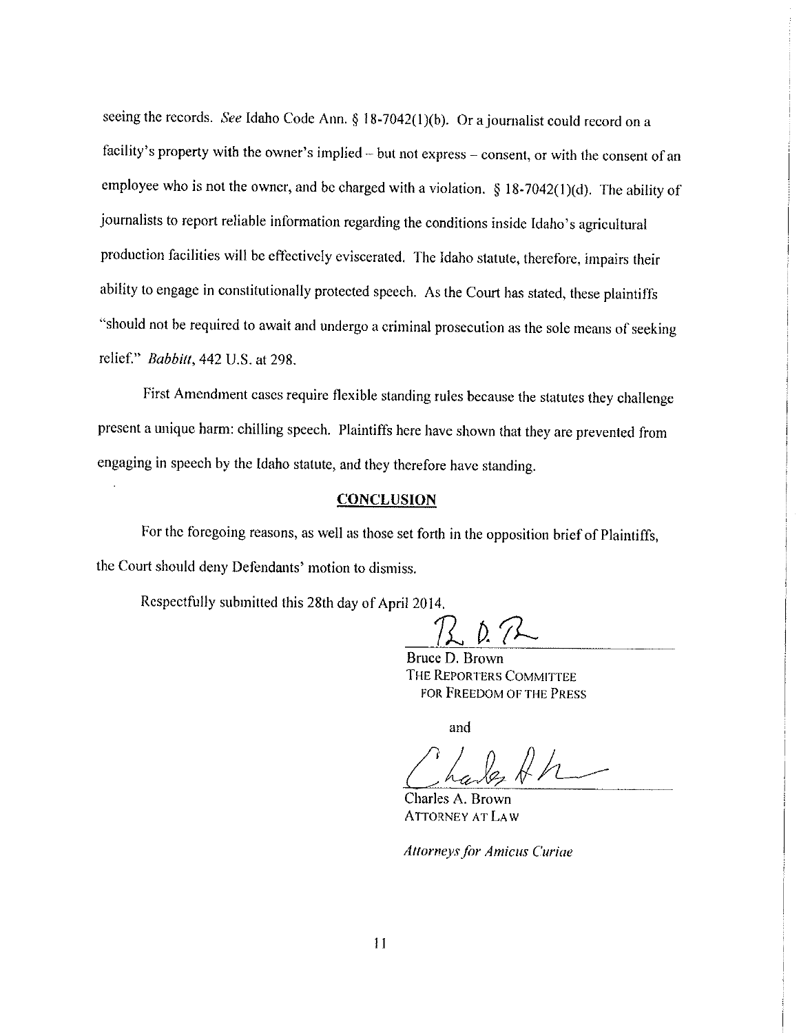seeing the records. *See* Idaho Code Ann. § 18-7042(1)(b). Or a journalist could record on a facility's property with the owner's implied – but not express – consent, or with the consent of an employee who is not the owner, and be charged with a violation. § 18-7042(1)(d). The ability of journalists to report reliable information regarding the conditions inside Idaho's agricultural production facilities will be effectively eviscerated. The Idaho statute, therefore, impairs their ability to engage in constitutionally protected speech. As the Court has stated, these plaintiffs "should not be required to await and undergo a criminal prosecution as the sole means of seeking relief." *Babbitt*, 442 U.S. at 298.

First Amendment cases require flexible standing rules because the statutes they challenge present a unique harm: chilling speech. Plaintiffs here have shown that they are prevented from engaging in speech by the Idaho statute, and they therefore have standing.

## CONCLUSION

For the foregoing reasons, as well as those set forth in the opposition brief of Plaintiffs, the Court should deny Defendants' motion to dismiss.

Respectfully submitted this 28th day of April 2014.

Bruce D. Brown
THE REPORTERS COMMITTEE
FOR FREEDOM OF THE PRESS

and

Charles A. Brown
ATTORNEY AT LAW

*Attorneys for Amicus Curiae*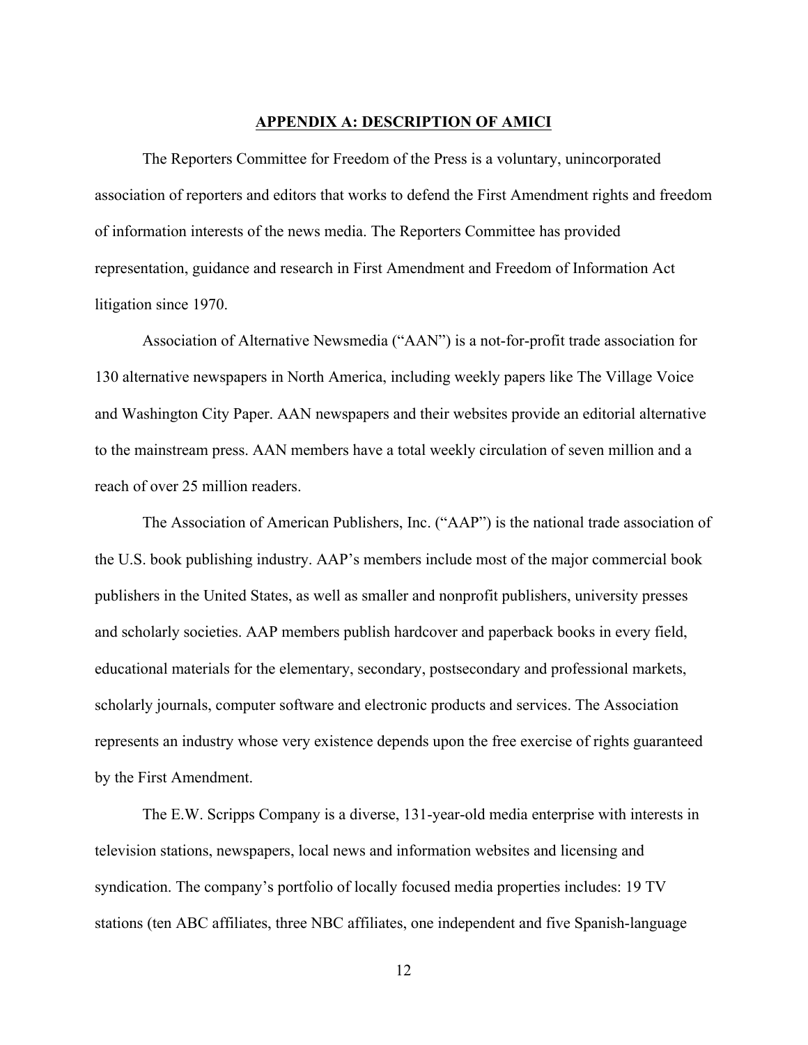## APPENDIX A: DESCRIPTION OF AMICI

The Reporters Committee for Freedom of the Press is a voluntary, unincorporated association of reporters and editors that works to defend the First Amendment rights and freedom of information interests of the news media. The Reporters Committee has provided representation, guidance and research in First Amendment and Freedom of Information Act litigation since 1970.

Association of Alternative Newsmedia ("AAN") is a not-for-profit trade association for 130 alternative newspapers in North America, including weekly papers like The Village Voice and Washington City Paper. AAN newspapers and their websites provide an editorial alternative to the mainstream press. AAN members have a total weekly circulation of seven million and a reach of over 25 million readers.

The Association of American Publishers, Inc. ("AAP") is the national trade association of the U.S. book publishing industry. AAP's members include most of the major commercial book publishers in the United States, as well as smaller and nonprofit publishers, university presses and scholarly societies. AAP members publish hardcover and paperback books in every field, educational materials for the elementary, secondary, postsecondary and professional markets, scholarly journals, computer software and electronic products and services. The Association represents an industry whose very existence depends upon the free exercise of rights guaranteed by the First Amendment.

The E.W. Scripps Company is a diverse, 131-year-old media enterprise with interests in television stations, newspapers, local news and information websites and licensing and syndication. The company's portfolio of locally focused media properties includes: 19 TV stations (ten ABC affiliates, three NBC affiliates, one independent and five Spanish-language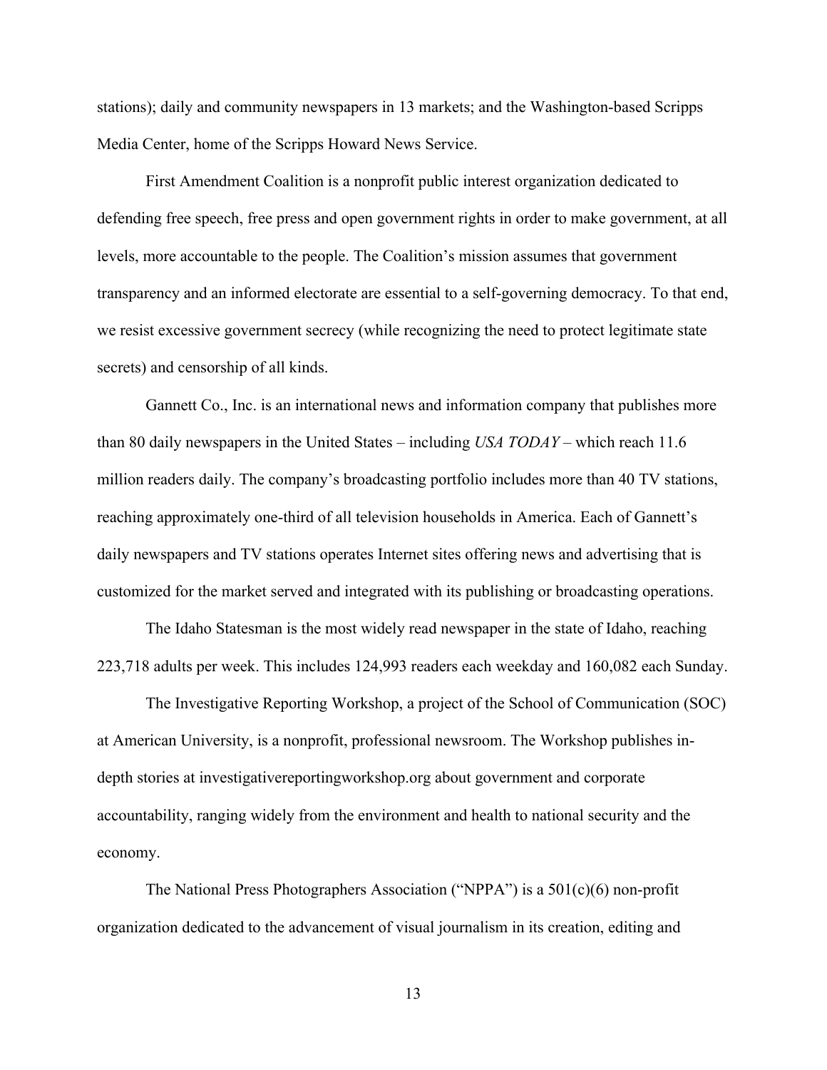stations); daily and community newspapers in 13 markets; and the Washington-based Scripps Media Center, home of the Scripps Howard News Service.

First Amendment Coalition is a nonprofit public interest organization dedicated to defending free speech, free press and open government rights in order to make government, at all levels, more accountable to the people. The Coalition's mission assumes that government transparency and an informed electorate are essential to a self-governing democracy. To that end, we resist excessive government secrecy (while recognizing the need to protect legitimate state secrets) and censorship of all kinds.

Gannett Co., Inc. is an international news and information company that publishes more than 80 daily newspapers in the United States – including *USA TODAY* – which reach 11.6 million readers daily. The company's broadcasting portfolio includes more than 40 TV stations, reaching approximately one-third of all television households in America. Each of Gannett's daily newspapers and TV stations operates Internet sites offering news and advertising that is customized for the market served and integrated with its publishing or broadcasting operations.

The Idaho Statesman is the most widely read newspaper in the state of Idaho, reaching 223,718 adults per week. This includes 124,993 readers each weekday and 160,082 each Sunday.

The Investigative Reporting Workshop, a project of the School of Communication (SOC) at American University, is a nonprofit, professional newsroom. The Workshop publishes in-depth stories at investigativereportingworkshop.org about government and corporate accountability, ranging widely from the environment and health to national security and the economy.

The National Press Photographers Association ("NPPA") is a 501(c)(6) non-profit organization dedicated to the advancement of visual journalism in its creation, editing and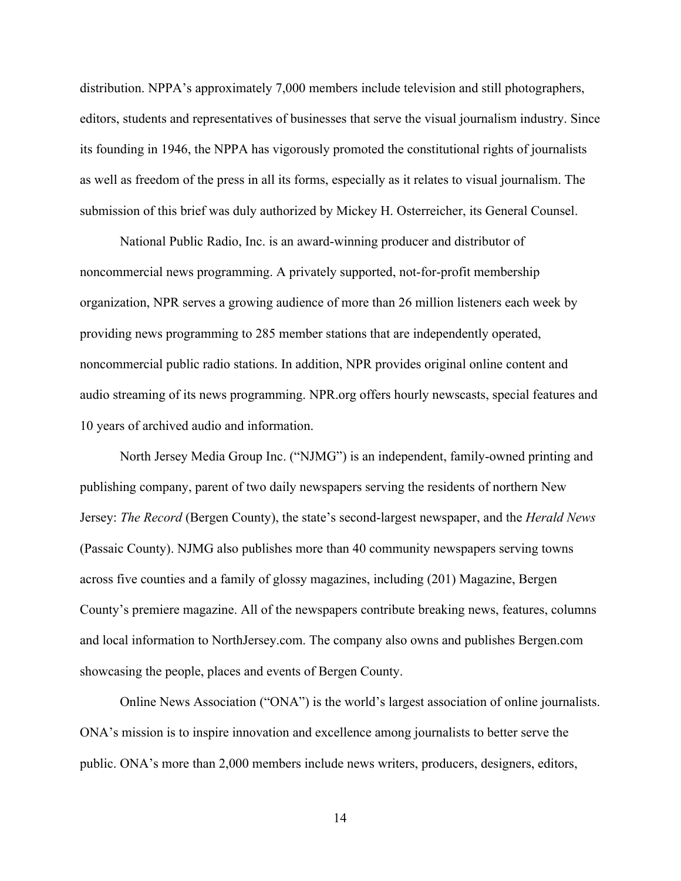distribution. NPPA's approximately 7,000 members include television and still photographers, editors, students and representatives of businesses that serve the visual journalism industry. Since its founding in 1946, the NPPA has vigorously promoted the constitutional rights of journalists as well as freedom of the press in all its forms, especially as it relates to visual journalism. The submission of this brief was duly authorized by Mickey H. Osterreicher, its General Counsel.

National Public Radio, Inc. is an award-winning producer and distributor of noncommercial news programming. A privately supported, not-for-profit membership organization, NPR serves a growing audience of more than 26 million listeners each week by providing news programming to 285 member stations that are independently operated, noncommercial public radio stations. In addition, NPR provides original online content and audio streaming of its news programming. NPR.org offers hourly newscasts, special features and 10 years of archived audio and information.

North Jersey Media Group Inc. ("NJMG") is an independent, family-owned printing and publishing company, parent of two daily newspapers serving the residents of northern New Jersey: *The Record* (Bergen County), the state's second-largest newspaper, and the *Herald News* (Passaic County). NJMG also publishes more than 40 community newspapers serving towns across five counties and a family of glossy magazines, including (201) Magazine, Bergen County's premiere magazine. All of the newspapers contribute breaking news, features, columns and local information to NorthJersey.com. The company also owns and publishes Bergen.com showcasing the people, places and events of Bergen County.

Online News Association ("ONA") is the world's largest association of online journalists. ONA's mission is to inspire innovation and excellence among journalists to better serve the public. ONA's more than 2,000 members include news writers, producers, designers, editors,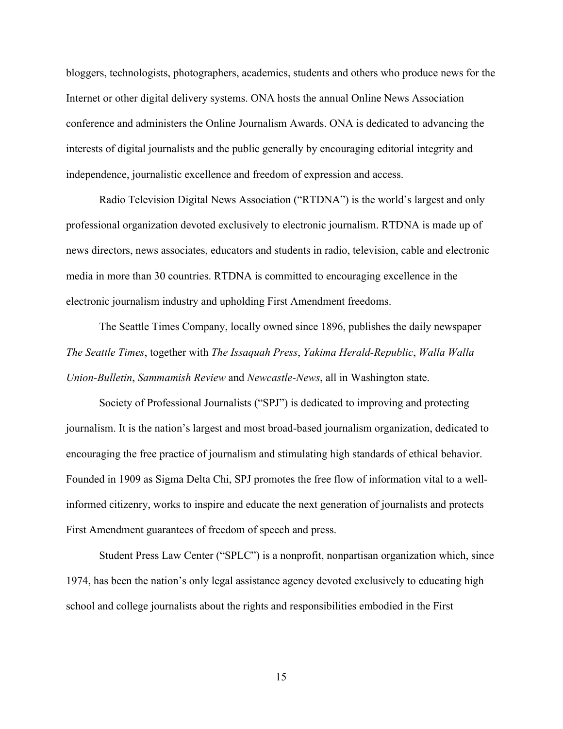bloggers, technologists, photographers, academics, students and others who produce news for the Internet or other digital delivery systems. ONA hosts the annual Online News Association conference and administers the Online Journalism Awards. ONA is dedicated to advancing the interests of digital journalists and the public generally by encouraging editorial integrity and independence, journalistic excellence and freedom of expression and access.

Radio Television Digital News Association ("RTDNA") is the world's largest and only professional organization devoted exclusively to electronic journalism. RTDNA is made up of news directors, news associates, educators and students in radio, television, cable and electronic media in more than 30 countries. RTDNA is committed to encouraging excellence in the electronic journalism industry and upholding First Amendment freedoms.

The Seattle Times Company, locally owned since 1896, publishes the daily newspaper *The Seattle Times*, together with *The Issaquah Press*, *Yakima Herald-Republic*, *Walla Walla Union-Bulletin*, *Sammamish Review* and *Newcastle-News*, all in Washington state.

Society of Professional Journalists ("SPJ") is dedicated to improving and protecting journalism. It is the nation's largest and most broad-based journalism organization, dedicated to encouraging the free practice of journalism and stimulating high standards of ethical behavior. Founded in 1909 as Sigma Delta Chi, SPJ promotes the free flow of information vital to a well-informed citizenry, works to inspire and educate the next generation of journalists and protects First Amendment guarantees of freedom of speech and press.

Student Press Law Center ("SPLC") is a nonprofit, nonpartisan organization which, since 1974, has been the nation's only legal assistance agency devoted exclusively to educating high school and college journalists about the rights and responsibilities embodied in the First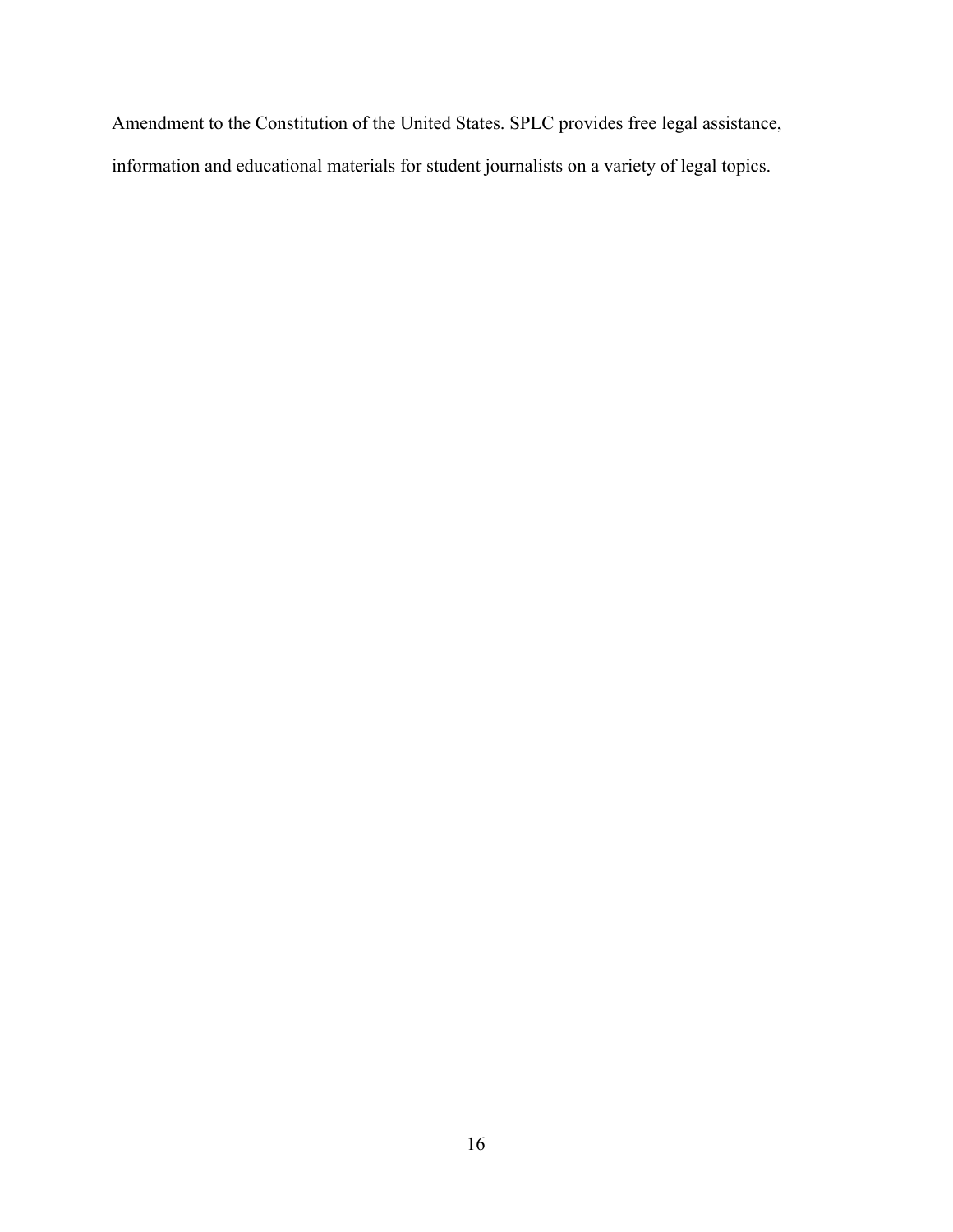Amendment to the Constitution of the United States. SPLC provides free legal assistance, information and educational materials for student journalists on a variety of legal topics.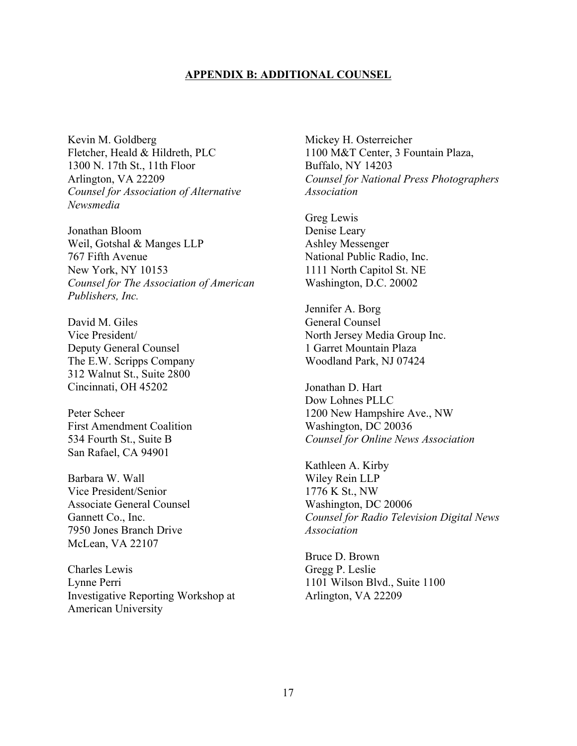**APPENDIX B: ADDITIONAL COUNSEL**

Kevin M. Goldberg
Fletcher, Heald & Hildreth, PLC
1300 N. 17th St., 11th Floor
Arlington, VA 22209
*Counsel for Association of Alternative Newsmedia*

Jonathan Bloom
Weil, Gotshal & Manges LLP
767 Fifth Avenue
New York, NY 10153
*Counsel for The Association of American Publishers, Inc.*

David M. Giles
Vice President/
Deputy General Counsel
The E.W. Scripps Company
312 Walnut St., Suite 2800
Cincinnati, OH 45202

Peter Scheer
First Amendment Coalition
534 Fourth St., Suite B
San Rafael, CA 94901

Barbara W. Wall
Vice President/Senior
Associate General Counsel
Gannett Co., Inc.
7950 Jones Branch Drive
McLean, VA 22107

Charles Lewis
Lynne Perri
Investigative Reporting Workshop at
American University

Mickey H. Osterreicher
1100 M&T Center, 3 Fountain Plaza,
Buffalo, NY 14203
*Counsel for National Press Photographers Association*

Greg Lewis
Denise Leary
Ashley Messenger
National Public Radio, Inc.
1111 North Capitol St. NE
Washington, D.C. 20002

Jennifer A. Borg
General Counsel
North Jersey Media Group Inc.
1 Garret Mountain Plaza
Woodland Park, NJ 07424

Jonathan D. Hart
Dow Lohnes PLLC
1200 New Hampshire Ave., NW
Washington, DC 20036
*Counsel for Online News Association*

Kathleen A. Kirby
Wiley Rein LLP
1776 K St., NW
Washington, DC 20006
*Counsel for Radio Television Digital News Association*

Bruce D. Brown
Gregg P. Leslie
1101 Wilson Blvd., Suite 1100
Arlington, VA 22209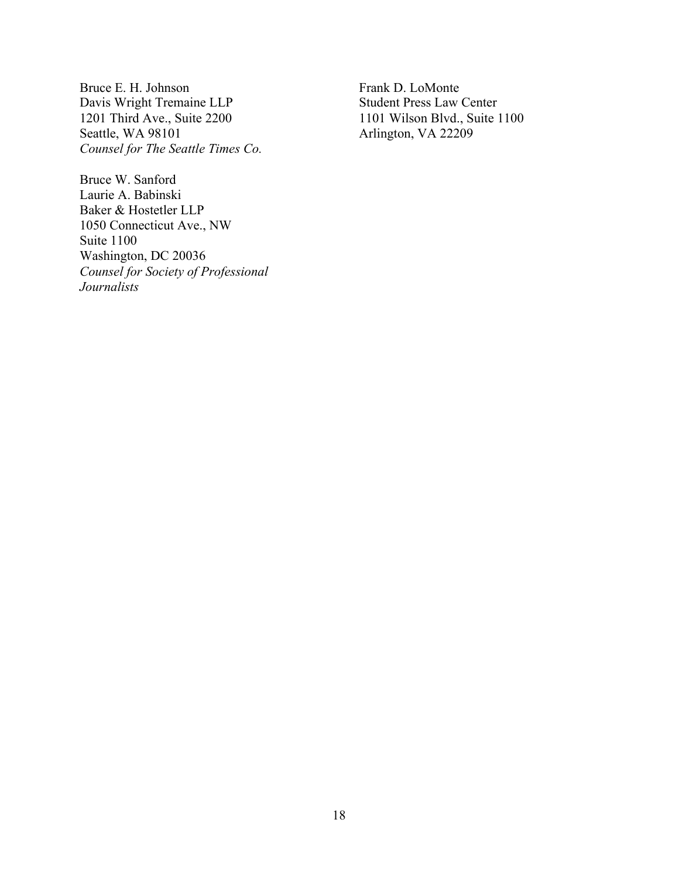Bruce E. H. Johnson
Davis Wright Tremaine LLP
1201 Third Ave., Suite 2200
Seattle, WA 98101
*Counsel for The Seattle Times Co.*

Bruce W. Sanford
Laurie A. Babinski
Baker & Hostetler LLP
1050 Connecticut Ave., NW
Suite 1100
Washington, DC 20036
*Counsel for Society of Professional Journalists*

Frank D. LoMonte
Student Press Law Center
1101 Wilson Blvd., Suite 1100
Arlington, VA 22209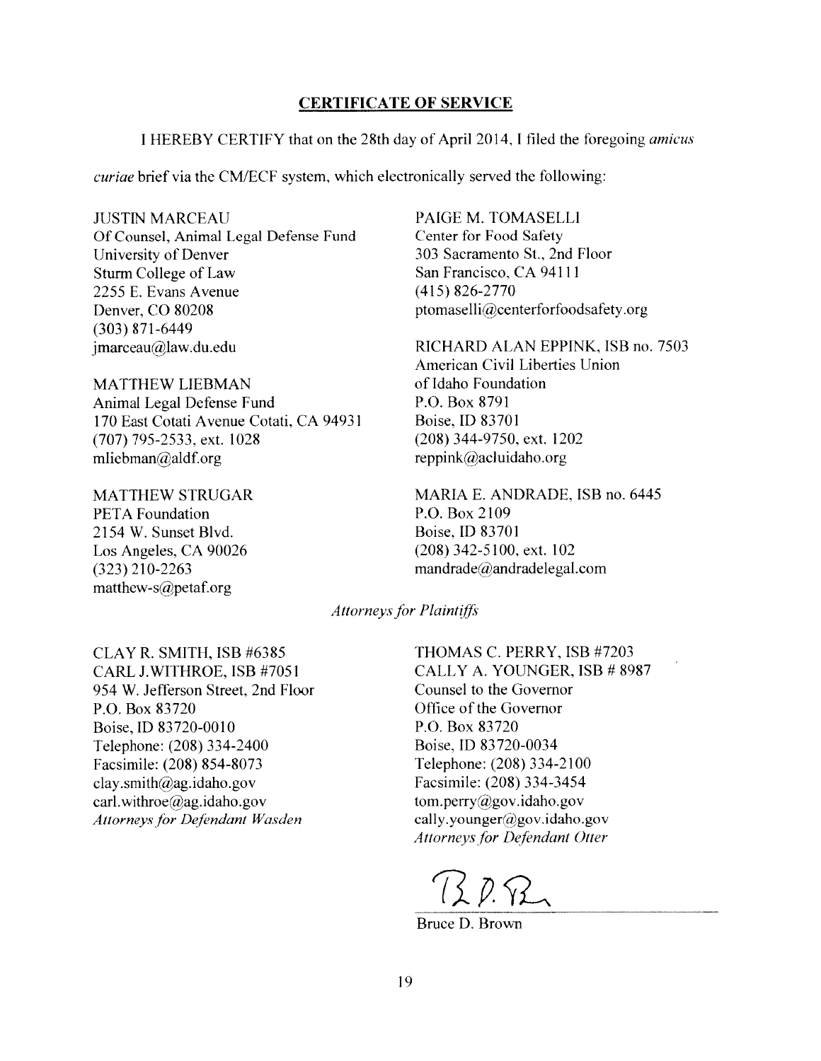## CERTIFICATE OF SERVICE

I HEREBY CERTIFY that on the 28th day of April 2014, I filed the foregoing *amicus curiae* brief via the CM/ECF system, which electronically served the following:

JUSTIN MARCEAU
Of Counsel, Animal Legal Defense Fund
University of Denver
Sturm College of Law
2255 E. Evans Avenue
Denver, CO 80208
(303) 871-6449
jmarceau@law.du.edu

MATTHEW LIEBMAN
Animal Legal Defense Fund
170 East Cotati Avenue Cotati, CA 94931
(707) 795-2533, ext. 1028
mliebman@aldf.org

MATTHEW STRUGAR
PETA Foundation
2154 W. Sunset Blvd.
Los Angeles, CA 90026
(323) 210-2263
matthew-s@petaf.org

PAIGE M. TOMASELLI
Center for Food Safety
303 Sacramento St., 2nd Floor
San Francisco, CA 94111
(415) 826-2770
ptomaselli@centerforfoodsafety.org

RICHARD ALAN EPPINK, ISB no. 7503
American Civil Liberties Union
of Idaho Foundation
P.O. Box 8791
Boise, ID 83701
(208) 344-9750, ext. 1202
reppink@acluidaho.org

MARIA E. ANDRADE, ISB no. 6445
P.O. Box 2109
Boise, ID 83701
(208) 342-5100, ext. 102
mandrade@andradelegal.com

*Attorneys for Plaintiffs*

CLAY R. SMITH, ISB #6385
CARL J.WITHROE, ISB #7051
954 W. Jefferson Street, 2nd Floor
P.O. Box 83720
Boise, ID 83720-0010
Telephone: (208) 334-2400
Facsimile: (208) 854-8073
clay.smith@ag.idaho.gov
carl.withroe@ag.idaho.gov
*Attorneys for Defendant Wasden*

THOMAS C. PERRY, ISB #7203
CALLY A. YOUNGER, ISB # 8987
Counsel to the Governor
Office of the Governor
P.O. Box 83720
Boise, ID 83720-0034
Telephone: (208) 334-2100
Facsimile: (208) 334-3454
tom.perry@gov.idaho.gov
cally.younger@gov.idaho.gov
*Attorneys for Defendant Otter*

Bruce D. Brown